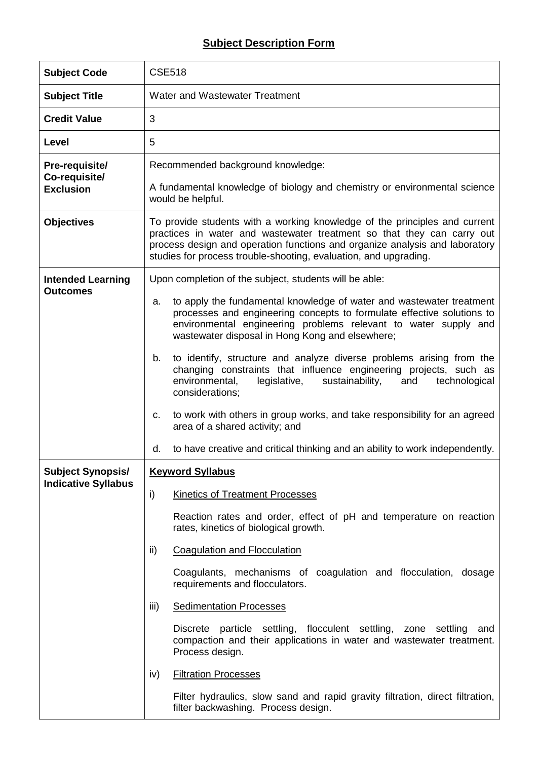# Subject Description Form

| | |
|---|---|
| **Subject Code** | CSE518 |
| **Subject Title** | Water and Wastewater Treatment |
| **Credit Value** | 3 |
| **Level** | 5 |
| **Pre-requisite/ Co-requisite/ Exclusion** | Recommended background knowledge:<br><br>A fundamental knowledge of biology and chemistry or environmental science would be helpful. |
| **Objectives** | To provide students with a working knowledge of the principles and current practices in water and wastewater treatment so that they can carry out process design and operation functions and organize analysis and laboratory studies for process trouble-shooting, evaluation, and upgrading. |
| **Intended Learning Outcomes** | Upon completion of the subject, students will be able:<br><br>a. to apply the fundamental knowledge of water and wastewater treatment processes and engineering concepts to formulate effective solutions to environmental engineering problems relevant to water supply and wastewater disposal in Hong Kong and elsewhere;<br><br>b. to identify, structure and analyze diverse problems arising from the changing constraints that influence engineering projects, such as environmental, legislative, sustainability, and technological considerations;<br><br>c. to work with others in group works, and take responsibility for an agreed area of a shared activity; and<br><br>d. to have creative and critical thinking and an ability to work independently. |
| **Subject Synopsis/ Indicative Syllabus** | **Keyword Syllabus**<br><br>i) Kinetics of Treatment Processes<br><br>Reaction rates and order, effect of pH and temperature on reaction rates, kinetics of biological growth.<br><br>ii) Coagulation and Flocculation<br><br>Coagulants, mechanisms of coagulation and flocculation, dosage requirements and flocculators.<br><br>iii) Sedimentation Processes<br><br>Discrete particle settling, flocculent settling, zone settling and compaction and their applications in water and wastewater treatment. Process design.<br><br>iv) Filtration Processes<br><br>Filter hydraulics, slow sand and rapid gravity filtration, direct filtration, filter backwashing. Process design. |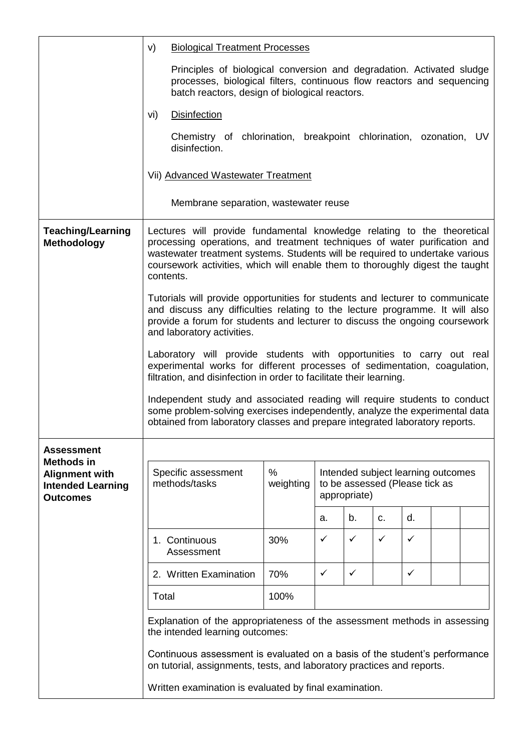| | |
|---|---|
| | v) <u>Biological Treatment Processes</u><br><br>Principles of biological conversion and degradation. Activated sludge processes, biological filters, continuous flow reactors and sequencing batch reactors, design of biological reactors.<br><br>vi) <u>Disinfection</u><br><br>Chemistry of chlorination, breakpoint chlorination, ozonation, UV disinfection.<br><br>Vii) <u>Advanced Wastewater Treatment</u><br><br>Membrane separation, wastewater reuse |
| **Teaching/Learning Methodology** | Lectures will provide fundamental knowledge relating to the theoretical processing operations, and treatment techniques of water purification and wastewater treatment systems. Students will be required to undertake various coursework activities, which will enable them to thoroughly digest the taught contents.<br><br>Tutorials will provide opportunities for students and lecturer to communicate and discuss any difficulties relating to the lecture programme. It will also provide a forum for students and lecturer to discuss the ongoing coursework and laboratory activities.<br><br>Laboratory will provide students with opportunities to carry out real experimental works for different processes of sedimentation, coagulation, filtration, and disinfection in order to facilitate their learning.<br><br>Independent study and associated reading will require students to conduct some problem-solving exercises independently, analyze the experimental data obtained from laboratory classes and prepare integrated laboratory reports. |
| **Assessment Methods in Alignment with Intended Learning Outcomes** | (see table below) |

| Specific assessment methods/tasks | % weighting | Intended subject learning outcomes to be assessed (Please tick as appropriate) | | | | | |
|---|---|---|---|---|---|---|---|
| | | a. | b. | c. | d. | | |
| 1. Continuous Assessment | 30% | ✓ | ✓ | ✓ | ✓ | | |
| 2. Written Examination | 70% | ✓ | ✓ | | ✓ | | |
| Total | 100% | | | | | | |

Explanation of the appropriateness of the assessment methods in assessing the intended learning outcomes:

Continuous assessment is evaluated on a basis of the student's performance on tutorial, assignments, tests, and laboratory practices and reports.

Written examination is evaluated by final examination.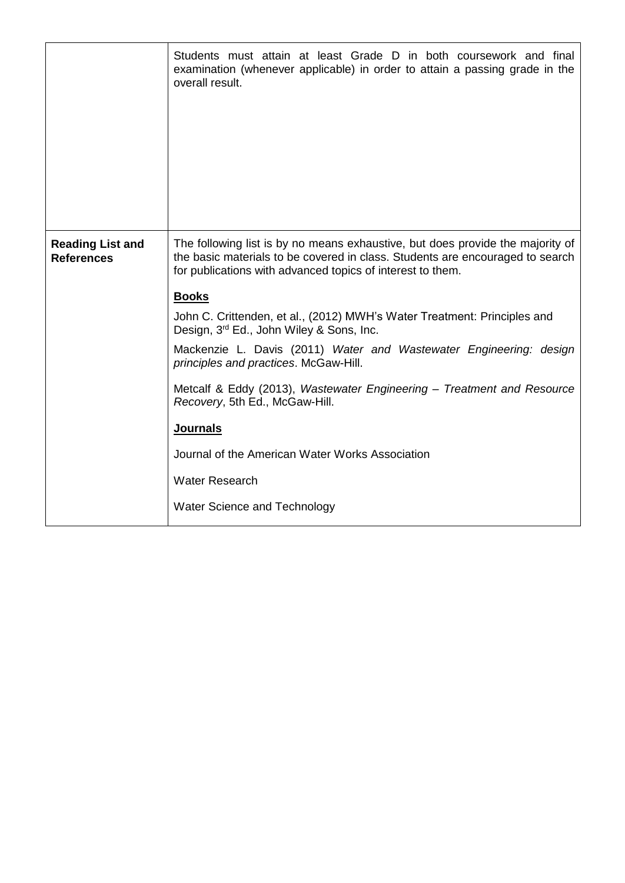| | |
|---|---|
| | Students must attain at least Grade D in both coursework and final examination (whenever applicable) in order to attain a passing grade in the overall result. |
| **Reading List and References** | The following list is by no means exhaustive, but does provide the majority of the basic materials to be covered in class. Students are encouraged to search for publications with advanced topics of interest to them.<br><br>**<u>Books</u>**<br><br>John C. Crittenden, et al., (2012) MWH's Water Treatment: Principles and Design, 3rd Ed., John Wiley & Sons, Inc.<br><br>Mackenzie L. Davis (2011) *Water and Wastewater Engineering: design principles and practices*. McGaw-Hill.<br><br>Metcalf & Eddy (2013), *Wastewater Engineering – Treatment and Resource Recovery*, 5th Ed., McGaw-Hill.<br><br>**<u>Journals</u>**<br><br>Journal of the American Water Works Association<br><br>Water Research<br><br>Water Science and Technology |